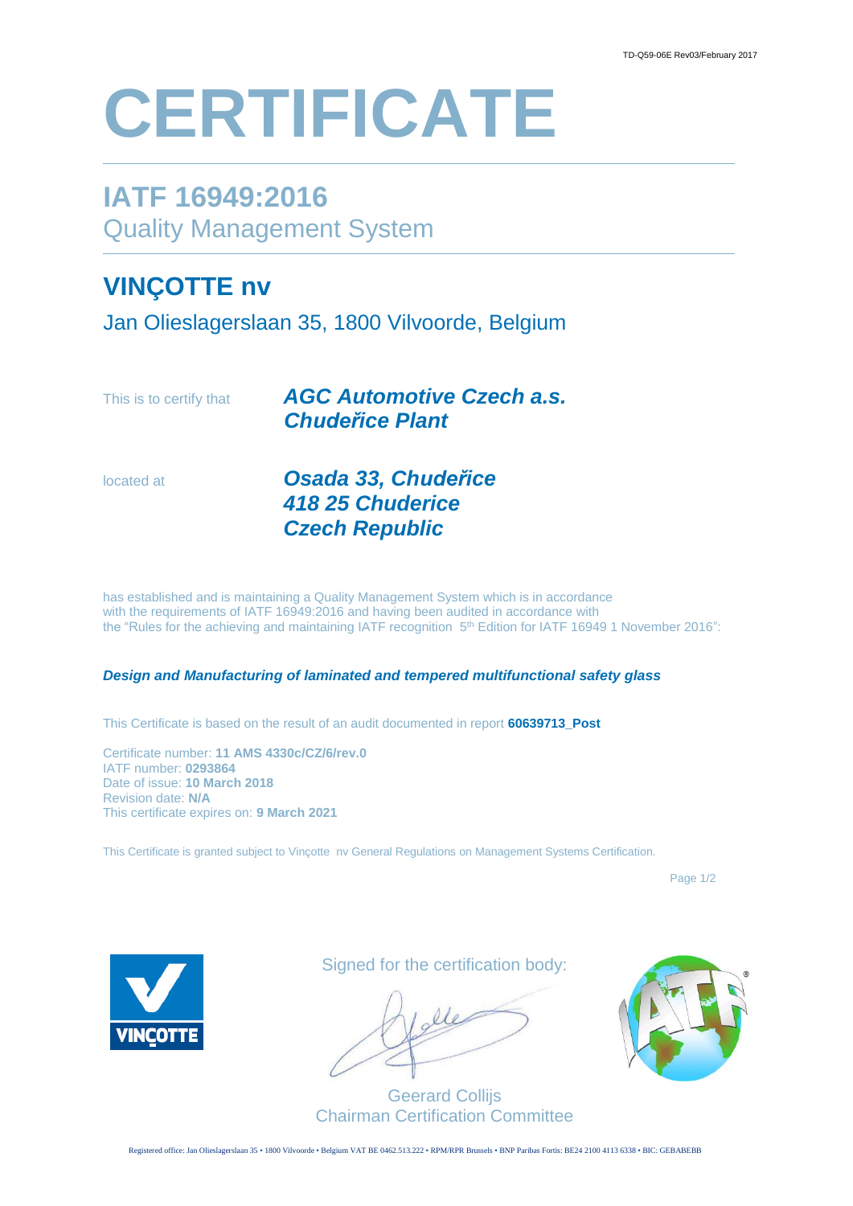# CERTIFICATE

## IATF 16949:2016

Quality Management System

## VINÇOTTE nv

Jan Olieslagerslaan 35, 1800 Vilvoorde, Belgium

This is to certify that ***AGC Automotive Czech a.s.***
***Chudeřice Plant***

located at ***Osada 33, Chudeřice***
***418 25 Chuderice***
***Czech Republic***

has established and is maintaining a Quality Management System which is in accordance with the requirements of IATF 16949:2016 and having been audited in accordance with the "Rules for the achieving and maintaining IATF recognition 5th Edition for IATF 16949 1 November 2016":

***Design and Manufacturing of laminated and tempered multifunctional safety glass***

This Certificate is based on the result of an audit documented in report **60639713_Post**

Certificate number: **11 AMS 4330c/CZ/6/rev.0**
IATF number: **0293864**
Date of issue: **10 March 2018**
Revision date: **N/A**
This certificate expires on: **9 March 2021**

This Certificate is granted subject to Vinçotte nv General Regulations on Management Systems Certification.

Signed for the certification body:

Geerard Collijs
Chairman Certification Committee

Registered office: Jan Olieslagerslaan 35 • 1800 Vilvoorde • Belgium VAT BE 0462.513.222 • RPM/RPR Brussels • BNP Paribas Fortis: BE24 2100 4113 6338 • BIC: GEBABEBB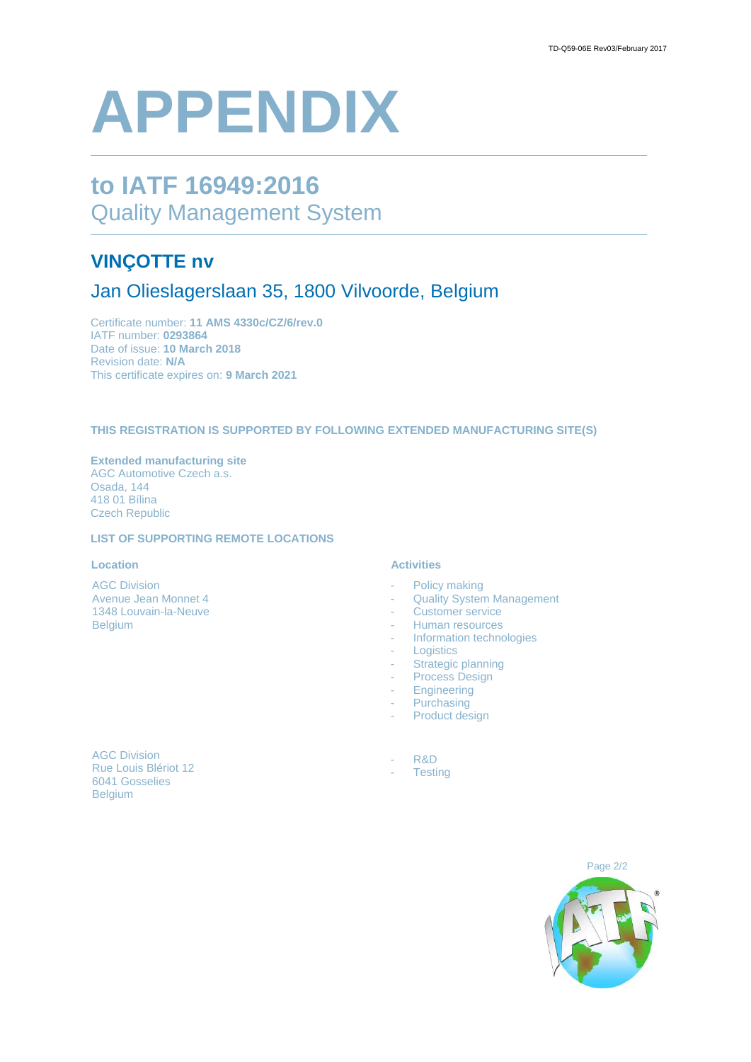# APPENDIX

## to IATF 16949:2016

Quality Management System

### VINÇOTTE nv

Jan Olieslagerslaan 35, 1800 Vilvoorde, Belgium

Certificate number: **11 AMS 4330c/CZ/6/rev.0**
IATF number: **0293864**
Date of issue: **10 March 2018**
Revision date: **N/A**
This certificate expires on: **9 March 2021**

**THIS REGISTRATION IS SUPPORTED BY FOLLOWING EXTENDED MANUFACTURING SITE(S)**

**Extended manufacturing site**
AGC Automotive Czech a.s.
Osada, 144
418 01 Bílina
Czech Republic

**LIST OF SUPPORTING REMOTE LOCATIONS**

| Location | Activities |
|---|---|
| AGC Division<br>Avenue Jean Monnet 4<br>1348 Louvain-la-Neuve<br>Belgium | - Policy making<br>- Quality System Management<br>- Customer service<br>- Human resources<br>- Information technologies<br>- Logistics<br>- Strategic planning<br>- Process Design<br>- Engineering<br>- Purchasing<br>- Product design |
| AGC Division<br>Rue Louis Blériot 12<br>6041 Gosselies<br>Belgium | - R&D<br>- Testing |